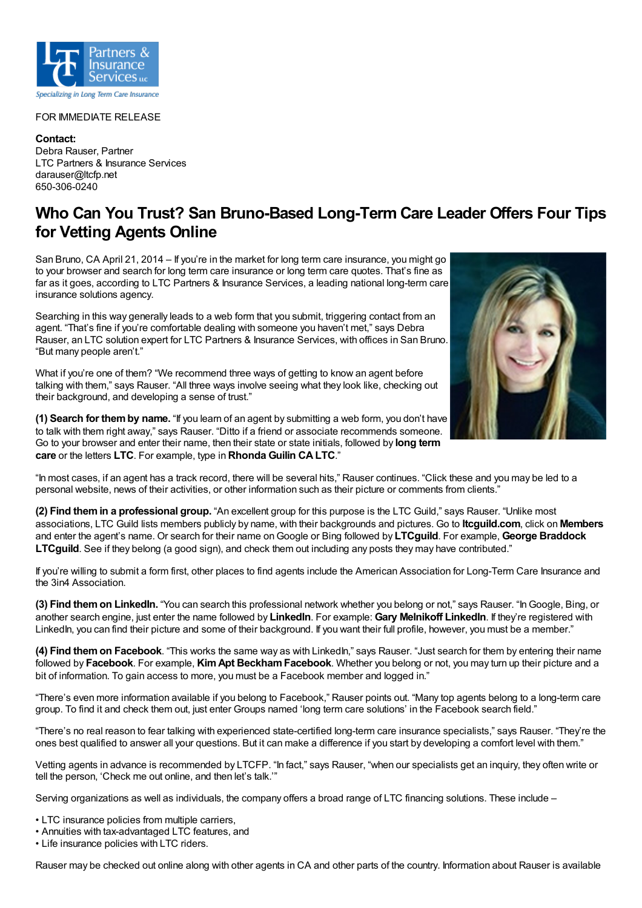FOR IMMEDIATE RELEASE

**Contact:**
Debra Rauser, Partner
LTC Partners & Insurance Services
darauser@ltcfp.net
650-306-0240

# Who Can You Trust? San Bruno-Based Long-Term Care Leader Offers Four Tips for Vetting Agents Online

San Bruno, CA April 21, 2014 – If you're in the market for long term care insurance, you might go to your browser and search for long term care insurance or long term care quotes. That's fine as far as it goes, according to LTC Partners & Insurance Services, a leading national long-term care insurance solutions agency.

Searching in this way generally leads to a web form that you submit, triggering contact from an agent. "That's fine if you're comfortable dealing with someone you haven't met," says Debra Rauser, an LTC solution expert for LTC Partners & Insurance Services, with offices in San Bruno. "But many people aren't."

What if you're one of them? "We recommend three ways of getting to know an agent before talking with them," says Rauser. "All three ways involve seeing what they look like, checking out their background, and developing a sense of trust."

**(1) Search for them by name.** "If you learn of an agent by submitting a web form, you don't have to talk with them right away," says Rauser. "Ditto if a friend or associate recommends someone. Go to your browser and enter their name, then their state or state initials, followed by **long term care** or the letters **LTC**. For example, type in **Rhonda Guilin CA LTC**."

"In most cases, if an agent has a track record, there will be several hits," Rauser continues. "Click these and you may be led to a personal website, news of their activities, or other information such as their picture or comments from clients."

**(2) Find them in a professional group.** "An excellent group for this purpose is the LTC Guild," says Rauser. "Unlike most associations, LTC Guild lists members publicly by name, with their backgrounds and pictures. Go to **ltcguild.com**, click on **Members** and enter the agent's name. Or search for their name on Google or Bing followed by **LTCguild**. For example, **George Braddock LTCguild**. See if they belong (a good sign), and check them out including any posts they may have contributed."

If you're willing to submit a form first, other places to find agents include the American Association for Long-Term Care Insurance and the 3in4 Association.

**(3) Find them on LinkedIn.** "You can search this professional network whether you belong or not," says Rauser. "In Google, Bing, or another search engine, just enter the name followed by **LinkedIn**. For example: **Gary Melnikoff LinkedIn**. If they're registered with LinkedIn, you can find their picture and some of their background. If you want their full profile, however, you must be a member."

**(4) Find them on Facebook**. "This works the same way as with LinkedIn," says Rauser. "Just search for them by entering their name followed by **Facebook**. For example, **Kim Apt Beckham Facebook**. Whether you belong or not, you may turn up their picture and a bit of information. To gain access to more, you must be a Facebook member and logged in."

"There's even more information available if you belong to Facebook," Rauser points out. "Many top agents belong to a long-term care group. To find it and check them out, just enter Groups named 'long term care solutions' in the Facebook search field."

"There's no real reason to fear talking with experienced state-certified long-term care insurance specialists," says Rauser. "They're the ones best qualified to answer all your questions. But it can make a difference if you start by developing a comfort level with them."

Vetting agents in advance is recommended by LTCFP. "In fact," says Rauser, "when our specialists get an inquiry, they often write or tell the person, 'Check me out online, and then let's talk.'"

Serving organizations as well as individuals, the company offers a broad range of LTC financing solutions. These include –

- LTC insurance policies from multiple carriers,
- Annuities with tax-advantaged LTC features, and
- Life insurance policies with LTC riders.

Rauser may be checked out online along with other agents in CA and other parts of the country. Information about Rauser is available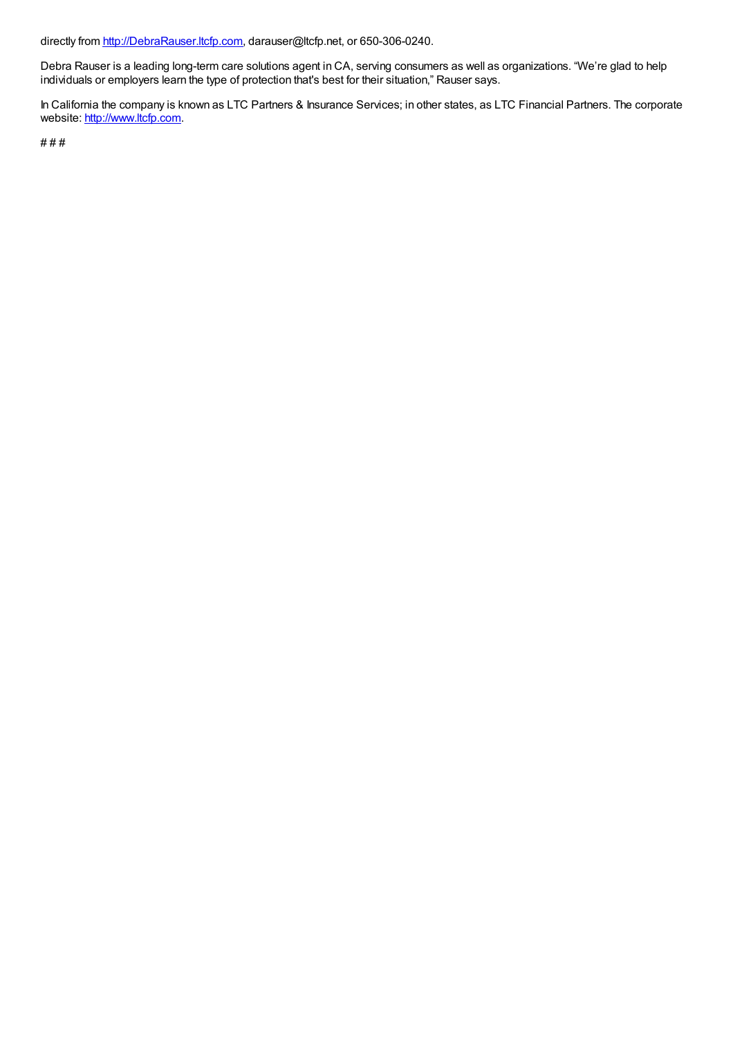directly from http://DebraRauser.ltcfp.com, darauser@ltcfp.net, or 650-306-0240.

Debra Rauser is a leading long-term care solutions agent in CA, serving consumers as well as organizations. "We're glad to help individuals or employers learn the type of protection that's best for their situation," Rauser says.

In California the company is known as LTC Partners & Insurance Services; in other states, as LTC Financial Partners. The corporate website: http://www.ltcfp.com.

# # #